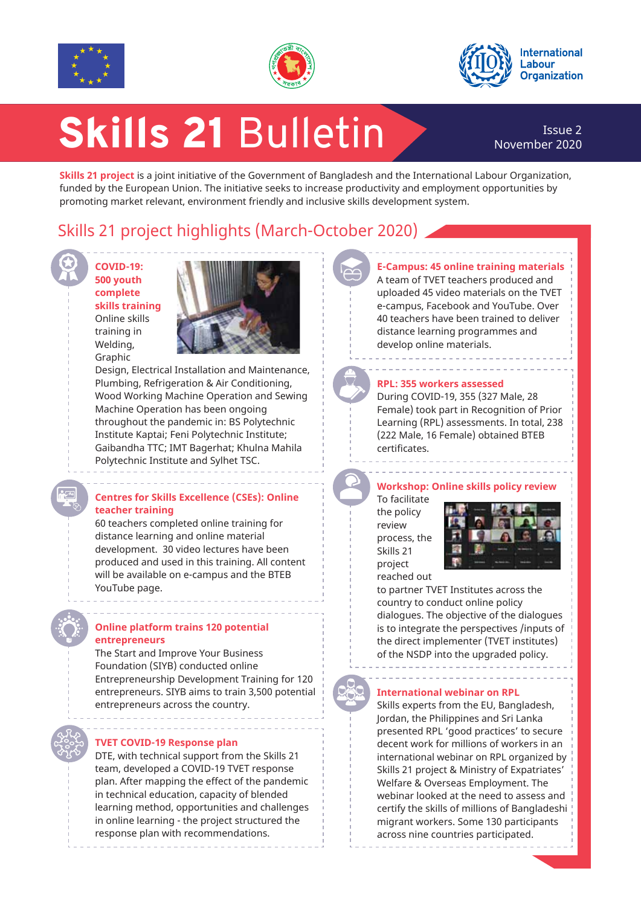# Skills 21 Bulletin

Issue 2
November 2020

**Skills 21 project** is a joint initiative of the Government of Bangladesh and the International Labour Organization, funded by the European Union. The initiative seeks to increase productivity and employment opportunities by promoting market relevant, environment friendly and inclusive skills development system.

## Skills 21 project highlights (March-October 2020)

### COVID-19: 500 youth complete skills training

Online skills training in Welding, Graphic Design, Electrical Installation and Maintenance, Plumbing, Refrigeration & Air Conditioning, Wood Working Machine Operation and Sewing Machine Operation has been ongoing throughout the pandemic in: BS Polytechnic Institute Kaptai; Feni Polytechnic Institute; Gaibandha TTC; IMT Bagerhat; Khulna Mahila Polytechnic Institute and Sylhet TSC.

### Centres for Skills Excellence (CSEs): Online teacher training

60 teachers completed online training for distance learning and online material development. 30 video lectures have been produced and used in this training. All content will be available on e-campus and the BTEB YouTube page.

### Online platform trains 120 potential entrepreneurs

The Start and Improve Your Business Foundation (SIYB) conducted online Entrepreneurship Development Training for 120 entrepreneurs. SIYB aims to train 3,500 potential entrepreneurs across the country.

### TVET COVID-19 Response plan

DTE, with technical support from the Skills 21 team, developed a COVID-19 TVET response plan. After mapping the effect of the pandemic in technical education, capacity of blended learning method, opportunities and challenges in online learning - the project structured the response plan with recommendations.

### E-Campus: 45 online training materials

A team of TVET teachers produced and uploaded 45 video materials on the TVET e-campus, Facebook and YouTube. Over 40 teachers have been trained to deliver distance learning programmes and develop online materials.

### RPL: 355 workers assessed

During COVID-19, 355 (327 Male, 28 Female) took part in Recognition of Prior Learning (RPL) assessments. In total, 238 (222 Male, 16 Female) obtained BTEB certificates.

### Workshop: Online skills policy review

To facilitate the policy review process, the Skills 21 project reached out to partner TVET Institutes across the country to conduct online policy dialogues. The objective of the dialogues is to integrate the perspectives /inputs of the direct implementer (TVET institutes) of the NSDP into the upgraded policy.

### International webinar on RPL

Skills experts from the EU, Bangladesh, Jordan, the Philippines and Sri Lanka presented RPL 'good practices' to secure decent work for millions of workers in an international webinar on RPL organized by Skills 21 project & Ministry of Expatriates' Welfare & Overseas Employment. The webinar looked at the need to assess and certify the skills of millions of Bangladeshi migrant workers. Some 130 participants across nine countries participated.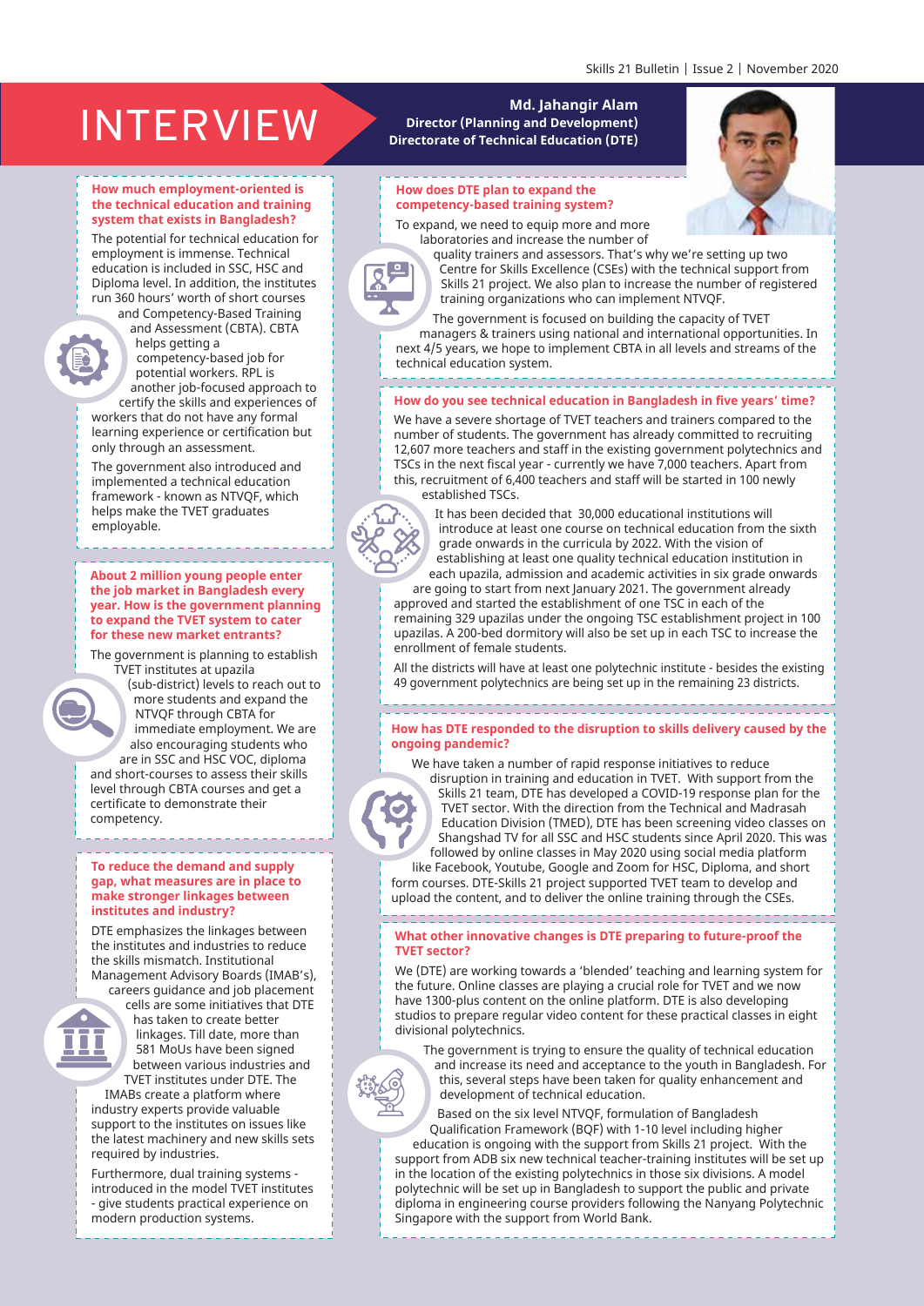# INTERVIEW

**Md. Jahangir Alam**
**Director (Planning and Development)**
**Directorate of Technical Education (DTE)**

### How much employment-oriented is the technical education and training system that exists in Bangladesh?

The potential for technical education for employment is immense. Technical education is included in SSC, HSC and Diploma level. In addition, the institutes run 360 hours' worth of short courses and Competency-Based Training and Assessment (CBTA). CBTA helps getting a competency-based job for potential workers. RPL is another job-focused approach to certify the skills and experiences of workers that do not have any formal learning experience or certification but only through an assessment.

The government also introduced and implemented a technical education framework - known as NTVQF, which helps make the TVET graduates employable.

### About 2 million young people enter the job market in Bangladesh every year. How is the government planning to expand the TVET system to cater for these new market entrants?

The government is planning to establish TVET institutes at upazila (sub-district) levels to reach out to more students and expand the NTVQF through CBTA for immediate employment. We are also encouraging students who are in SSC and HSC VOC, diploma and short-courses to assess their skills level through CBTA courses and get a certificate to demonstrate their competency.

### To reduce the demand and supply gap, what measures are in place to make stronger linkages between institutes and industry?

DTE emphasizes the linkages between the institutes and industries to reduce the skills mismatch. Institutional Management Advisory Boards (IMAB's), careers guidance and job placement cells are some initiatives that DTE has taken to create better linkages. Till date, more than 581 MoUs have been signed between various industries and TVET institutes under DTE. The IMABs create a platform where industry experts provide valuable support to the institutes on issues like the latest machinery and new skills sets required by industries.

Furthermore, dual training systems - introduced in the model TVET institutes - give students practical experience on modern production systems.

### How does DTE plan to expand the competency-based training system?

To expand, we need to equip more and more laboratories and increase the number of quality trainers and assessors. That's why we're setting up two Centre for Skills Excellence (CSEs) with the technical support from Skills 21 project. We also plan to increase the number of registered training organizations who can implement NTVQF.

The government is focused on building the capacity of TVET managers & trainers using national and international opportunities. In next 4/5 years, we hope to implement CBTA in all levels and streams of the technical education system.

### How do you see technical education in Bangladesh in five years' time?

We have a severe shortage of TVET teachers and trainers compared to the number of students. The government has already committed to recruiting 12,607 more teachers and staff in the existing government polytechnics and TSCs in the next fiscal year - currently we have 7,000 teachers. Apart from this, recruitment of 6,400 teachers and staff will be started in 100 newly established TSCs.

It has been decided that 30,000 educational institutions will introduce at least one course on technical education from the sixth grade onwards in the curricula by 2022. With the vision of establishing at least one quality technical education institution in each upazila, admission and academic activities in six grade onwards are going to start from next January 2021. The government already approved and started the establishment of one TSC in each of the remaining 329 upazilas under the ongoing TSC establishment project in 100 upazilas. A 200-bed dormitory will also be set up in each TSC to increase the enrollment of female students.

All the districts will have at least one polytechnic institute - besides the existing 49 government polytechnics are being set up in the remaining 23 districts.

### How has DTE responded to the disruption to skills delivery caused by the ongoing pandemic?

We have taken a number of rapid response initiatives to reduce disruption in training and education in TVET. With support from the Skills 21 team, DTE has developed a COVID-19 response plan for the TVET sector. With the direction from the Technical and Madrasah Education Division (TMED), DTE has been screening video classes on Shangshad TV for all SSC and HSC students since April 2020. This was followed by online classes in May 2020 using social media platform like Facebook, Youtube, Google and Zoom for HSC, Diploma, and short form courses. DTE-Skills 21 project supported TVET team to develop and upload the content, and to deliver the online training through the CSEs.

### What other innovative changes is DTE preparing to future-proof the TVET sector?

We (DTE) are working towards a 'blended' teaching and learning system for the future. Online classes are playing a crucial role for TVET and we now have 1300-plus content on the online platform. DTE is also developing studios to prepare regular video content for these practical classes in eight divisional polytechnics.

The government is trying to ensure the quality of technical education and increase its need and acceptance to the youth in Bangladesh. For this, several steps have been taken for quality enhancement and development of technical education.

Based on the six level NTVQF, formulation of Bangladesh Qualification Framework (BQF) with 1-10 level including higher education is ongoing with the support from Skills 21 project. With the support from ADB six new technical teacher-training institutes will be set up in the location of the existing polytechnics in those six divisions. A model polytechnic will be set up in Bangladesh to support the public and private diploma in engineering course providers following the Nanyang Polytechnic Singapore with the support from World Bank.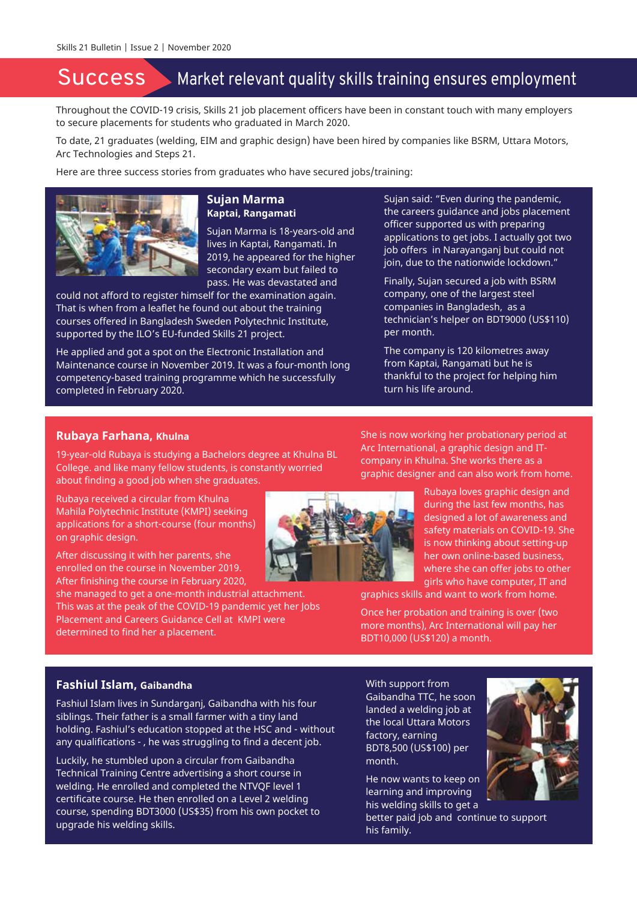# Success — Market relevant quality skills training ensures employment

Throughout the COVID-19 crisis, Skills 21 job placement officers have been in constant touch with many employers to secure placements for students who graduated in March 2020.

To date, 21 graduates (welding, EIM and graphic design) have been hired by companies like BSRM, Uttara Motors, Arc Technologies and Steps 21.

Here are three success stories from graduates who have secured jobs/training:

## Sujan Marma

**Kaptai, Rangamati**

Sujan Marma is 18-years-old and lives in Kaptai, Rangamati. In 2019, he appeared for the higher secondary exam but failed to pass. He was devastated and could not afford to register himself for the examination again. That is when from a leaflet he found out about the training courses offered in Bangladesh Sweden Polytechnic Institute, supported by the ILO's EU-funded Skills 21 project.

He applied and got a spot on the Electronic Installation and Maintenance course in November 2019. It was a four-month long competency-based training programme which he successfully completed in February 2020.

Sujan said: "Even during the pandemic, the careers guidance and jobs placement officer supported us with preparing applications to get jobs. I actually got two job offers in Narayanganj but could not join, due to the nationwide lockdown."

Finally, Sujan secured a job with BSRM company, one of the largest steel companies in Bangladesh, as a technician's helper on BDT9000 (US$110) per month.

The company is 120 kilometres away from Kaptai, Rangamati but he is thankful to the project for helping him turn his life around.

## Rubaya Farhana, Khulna

19-year-old Rubaya is studying a Bachelors degree at Khulna BL College. and like many fellow students, is constantly worried about finding a good job when she graduates.

Rubaya received a circular from Khulna Mahila Polytechnic Institute (KMPI) seeking applications for a short-course (four months) on graphic design.

After discussing it with her parents, she enrolled on the course in November 2019. After finishing the course in February 2020, she managed to get a one-month industrial attachment. This was at the peak of the COVID-19 pandemic yet her Jobs Placement and Careers Guidance Cell at KMPI were determined to find her a placement.

She is now working her probationary period at Arc International, a graphic design and IT-company in Khulna. She works there as a graphic designer and can also work from home.

Rubaya loves graphic design and during the last few months, has designed a lot of awareness and safety materials on COVID-19. She is now thinking about setting-up her own online-based business, where she can offer jobs to other girls who have computer, IT and graphics skills and want to work from home.

Once her probation and training is over (two more months), Arc International will pay her BDT10,000 (US$120) a month.

## Fashiul Islam, Gaibandha

Fashiul Islam lives in Sundarganj, Gaibandha with his four siblings. Their father is a small farmer with a tiny land holding. Fashiul's education stopped at the HSC and - without any qualifications - , he was struggling to find a decent job.

Luckily, he stumbled upon a circular from Gaibandha Technical Training Centre advertising a short course in welding. He enrolled and completed the NTVQF level 1 certificate course. He then enrolled on a Level 2 welding course, spending BDT3000 (US$35) from his own pocket to upgrade his welding skills.

With support from Gaibandha TTC, he soon landed a welding job at the local Uttara Motors factory, earning BDT8,500 (US$100) per month.

He now wants to keep on learning and improving his welding skills to get a better paid job and continue to support his family.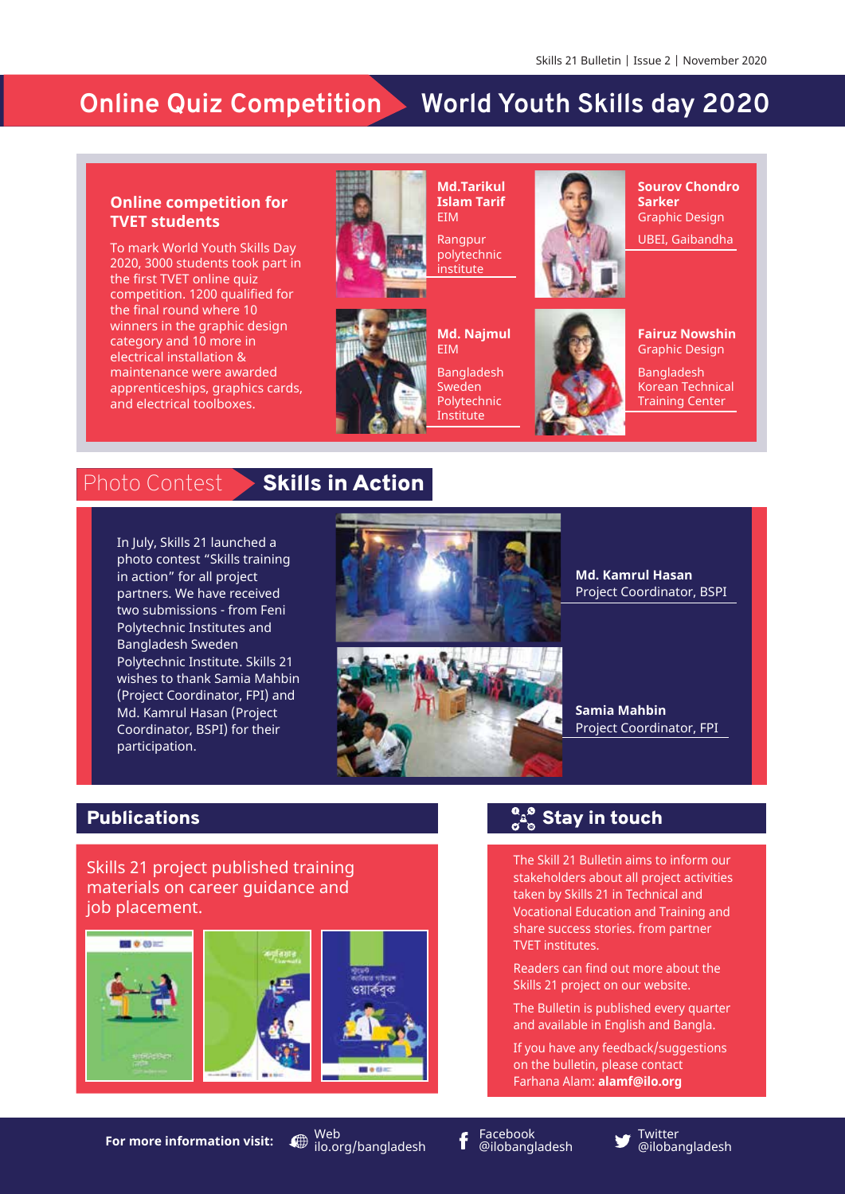# Online Quiz Competition | World Youth Skills day 2020

## Online competition for TVET students

To mark World Youth Skills Day 2020, 3000 students took part in the first TVET online quiz competition. 1200 qualified for the final round where 10 winners in the graphic design category and 10 more in electrical installation & maintenance were awarded apprenticeships, graphics cards, and electrical toolboxes.

**Md.Tarikul Islam Tarif**
EIM

Rangpur polytechnic institute

**Sourov Chondro Sarker**
Graphic Design

UBEI, Gaibandha

**Md. Najmul**
EIM

Bangladesh Sweden Polytechnic Institute

**Fairuz Nowshin**
Graphic Design

Bangladesh Korean Technical Training Center

# Photo Contest | Skills in Action

In July, Skills 21 launched a photo contest "Skills training in action" for all project partners. We have received two submissions - from Feni Polytechnic Institutes and Bangladesh Sweden Polytechnic Institute. Skills 21 wishes to thank Samia Mahbin (Project Coordinator, FPI) and Md. Kamrul Hasan (Project Coordinator, BSPI) for their participation.

**Md. Kamrul Hasan**
Project Coordinator, BSPI

**Samia Mahbin**
Project Coordinator, FPI

## Publications

Skills 21 project published training materials on career guidance and job placement.

## Stay in touch

The Skill 21 Bulletin aims to inform our stakeholders about all project activities taken by Skills 21 in Technical and Vocational Education and Training and share success stories. from partner TVET institutes.

Readers can find out more about the Skills 21 project on our website.

The Bulletin is published every quarter and available in English and Bangla.

If you have any feedback/suggestions on the bulletin, please contact Farhana Alam: **alamf@ilo.org**

**For more information visit:** Web ilo.org/bangladesh | Facebook @ilobangladesh | Twitter @ilobangladesh